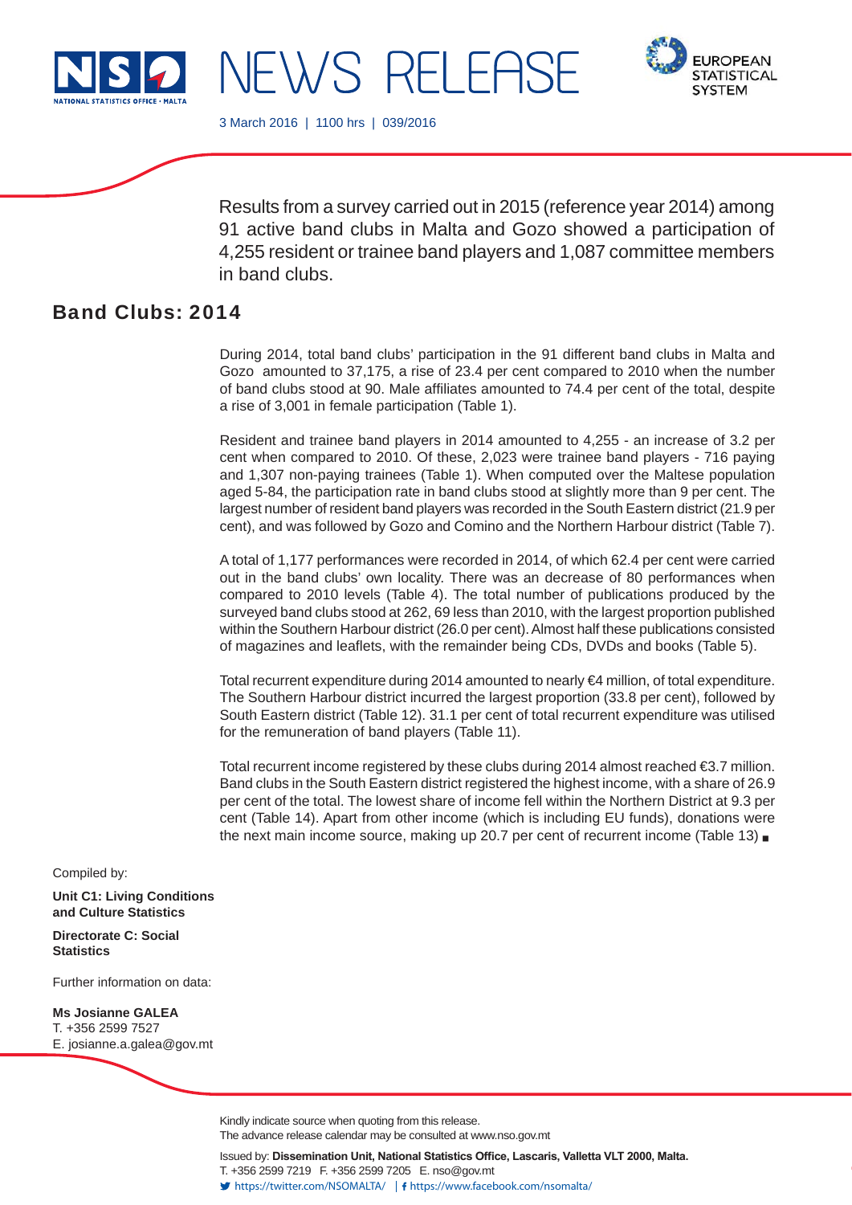# NEWS RELEASE

3 March 2016 | 1100 hrs | 039/2016

Results from a survey carried out in 2015 (reference year 2014) among 91 active band clubs in Malta and Gozo showed a participation of 4,255 resident or trainee band players and 1,087 committee members in band clubs.

## Band Clubs: 2014

During 2014, total band clubs' participation in the 91 different band clubs in Malta and Gozo amounted to 37,175, a rise of 23.4 per cent compared to 2010 when the number of band clubs stood at 90. Male affiliates amounted to 74.4 per cent of the total, despite a rise of 3,001 in female participation (Table 1).

Resident and trainee band players in 2014 amounted to 4,255 - an increase of 3.2 per cent when compared to 2010. Of these, 2,023 were trainee band players - 716 paying and 1,307 non-paying trainees (Table 1). When computed over the Maltese population aged 5-84, the participation rate in band clubs stood at slightly more than 9 per cent. The largest number of resident band players was recorded in the South Eastern district (21.9 per cent), and was followed by Gozo and Comino and the Northern Harbour district (Table 7).

A total of 1,177 performances were recorded in 2014, of which 62.4 per cent were carried out in the band clubs' own locality. There was an decrease of 80 performances when compared to 2010 levels (Table 4). The total number of publications produced by the surveyed band clubs stood at 262, 69 less than 2010, with the largest proportion published within the Southern Harbour district (26.0 per cent). Almost half these publications consisted of magazines and leaflets, with the remainder being CDs, DVDs and books (Table 5).

Total recurrent expenditure during 2014 amounted to nearly €4 million, of total expenditure. The Southern Harbour district incurred the largest proportion (33.8 per cent), followed by South Eastern district (Table 12). 31.1 per cent of total recurrent expenditure was utilised for the remuneration of band players (Table 11).

Total recurrent income registered by these clubs during 2014 almost reached €3.7 million. Band clubs in the South Eastern district registered the highest income, with a share of 26.9 per cent of the total. The lowest share of income fell within the Northern District at 9.3 per cent (Table 14). Apart from other income (which is including EU funds), donations were the next main income source, making up 20.7 per cent of recurrent income (Table 13) ▪

Compiled by:

**Unit C1: Living Conditions and Culture Statistics**

**Directorate C: Social Statistics**

Further information on data:

**Ms Josianne GALEA**
T. +356 2599 7527
E. josianne.a.galea@gov.mt

Kindly indicate source when quoting from this release.
The advance release calendar may be consulted at www.nso.gov.mt

Issued by: **Dissemination Unit, National Statistics Office, Lascaris, Valletta VLT 2000, Malta.**
T. +356 2599 7219 F. +356 2599 7205 E. nso@gov.mt
https://twitter.com/NSOMALTA/ | https://www.facebook.com/nsomalta/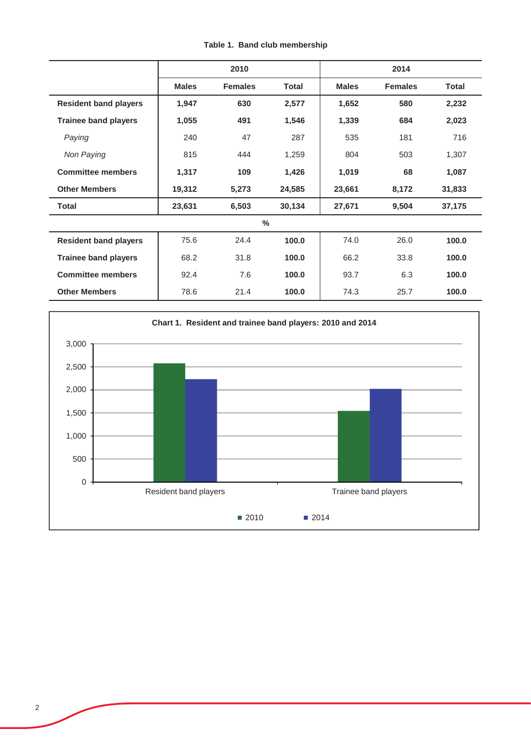**Table 1. Band club membership**

| | 2010 | | | 2014 | | |
|---|---|---|---|---|---|---|
| | Males | Females | Total | Males | Females | Total |
| **Resident band players** | **1,947** | **630** | **2,577** | **1,652** | **580** | **2,232** |
| **Trainee band players** | **1,055** | **491** | **1,546** | **1,339** | **684** | **2,023** |
| *Paying* | 240 | 47 | 287 | 535 | 181 | 716 |
| *Non Paying* | 815 | 444 | 1,259 | 804 | 503 | 1,307 |
| **Committee members** | **1,317** | **109** | **1,426** | **1,019** | **68** | **1,087** |
| **Other Members** | **19,312** | **5,273** | **24,585** | **23,661** | **8,172** | **31,833** |
| **Total** | **23,631** | **6,503** | **30,134** | **27,671** | **9,504** | **37,175** |
| | | | **%** | | | |
| **Resident band players** | 75.6 | 24.4 | **100.0** | 74.0 | 26.0 | **100.0** |
| **Trainee band players** | 68.2 | 31.8 | **100.0** | 66.2 | 33.8 | **100.0** |
| **Committee members** | 92.4 | 7.6 | **100.0** | 93.7 | 6.3 | **100.0** |
| **Other Members** | 78.6 | 21.4 | **100.0** | 74.3 | 25.7 | **100.0** |

**Chart 1. Resident and trainee band players: 2010 and 2014**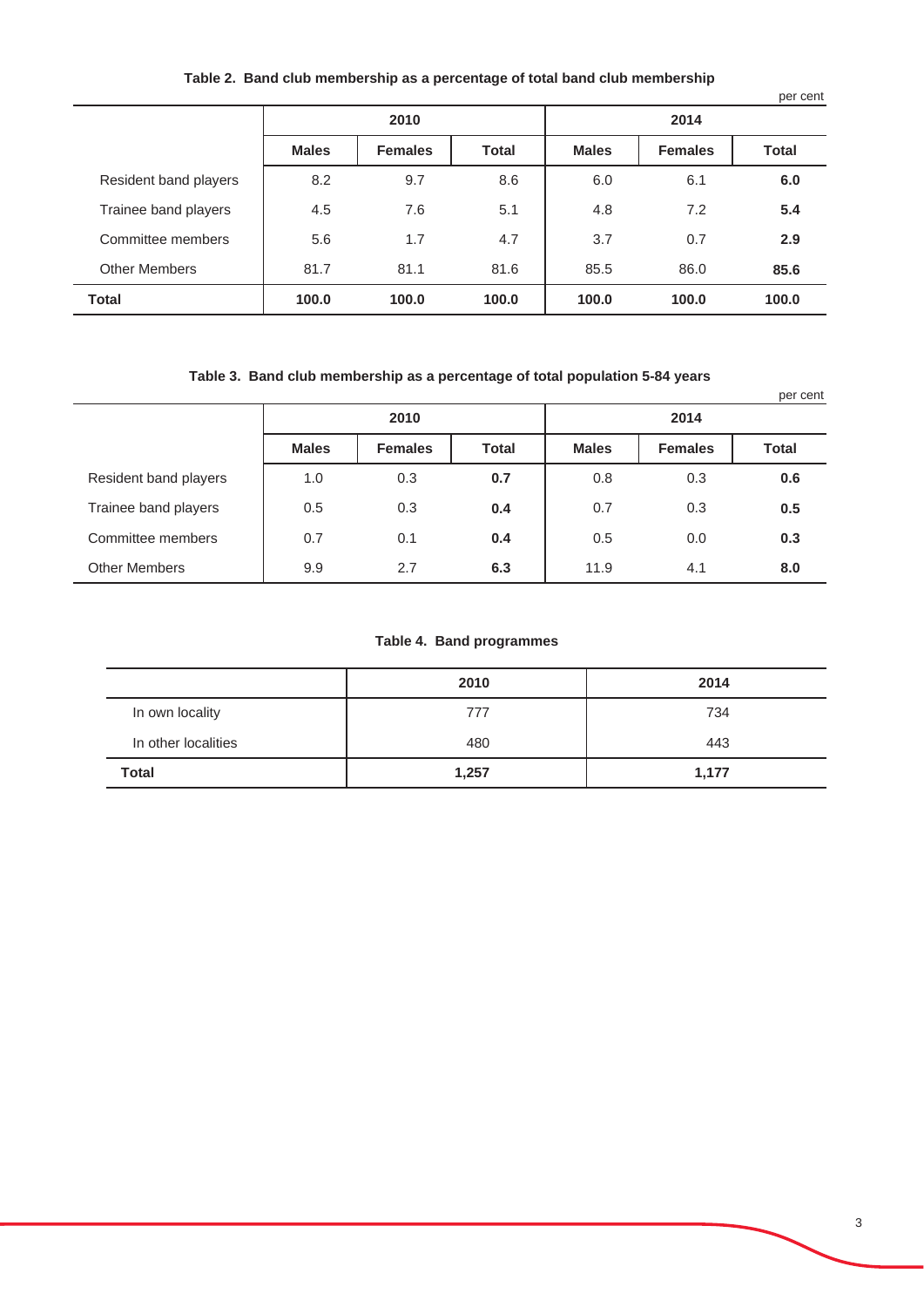**Table 2. Band club membership as a percentage of total band club membership**

per cent

| | 2010 | | | 2014 | | |
|---|---|---|---|---|---|---|
| | **Males** | **Females** | **Total** | **Males** | **Females** | **Total** |
| Resident band players | 8.2 | 9.7 | 8.6 | 6.0 | 6.1 | **6.0** |
| Trainee band players | 4.5 | 7.6 | 5.1 | 4.8 | 7.2 | **5.4** |
| Committee members | 5.6 | 1.7 | 4.7 | 3.7 | 0.7 | **2.9** |
| Other Members | 81.7 | 81.1 | 81.6 | 85.5 | 86.0 | **85.6** |
| **Total** | **100.0** | **100.0** | **100.0** | **100.0** | **100.0** | **100.0** |

**Table 3. Band club membership as a percentage of total population 5-84 years**

per cent

| | 2010 | | | 2014 | | |
|---|---|---|---|---|---|---|
| | **Males** | **Females** | **Total** | **Males** | **Females** | **Total** |
| Resident band players | 1.0 | 0.3 | **0.7** | 0.8 | 0.3 | **0.6** |
| Trainee band players | 0.5 | 0.3 | **0.4** | 0.7 | 0.3 | **0.5** |
| Committee members | 0.7 | 0.1 | **0.4** | 0.5 | 0.0 | **0.3** |
| Other Members | 9.9 | 2.7 | **6.3** | 11.9 | 4.1 | **8.0** |

**Table 4. Band programmes**

| | 2010 | 2014 |
|---|---|---|
| In own locality | 777 | 734 |
| In other localities | 480 | 443 |
| **Total** | **1,257** | **1,177** |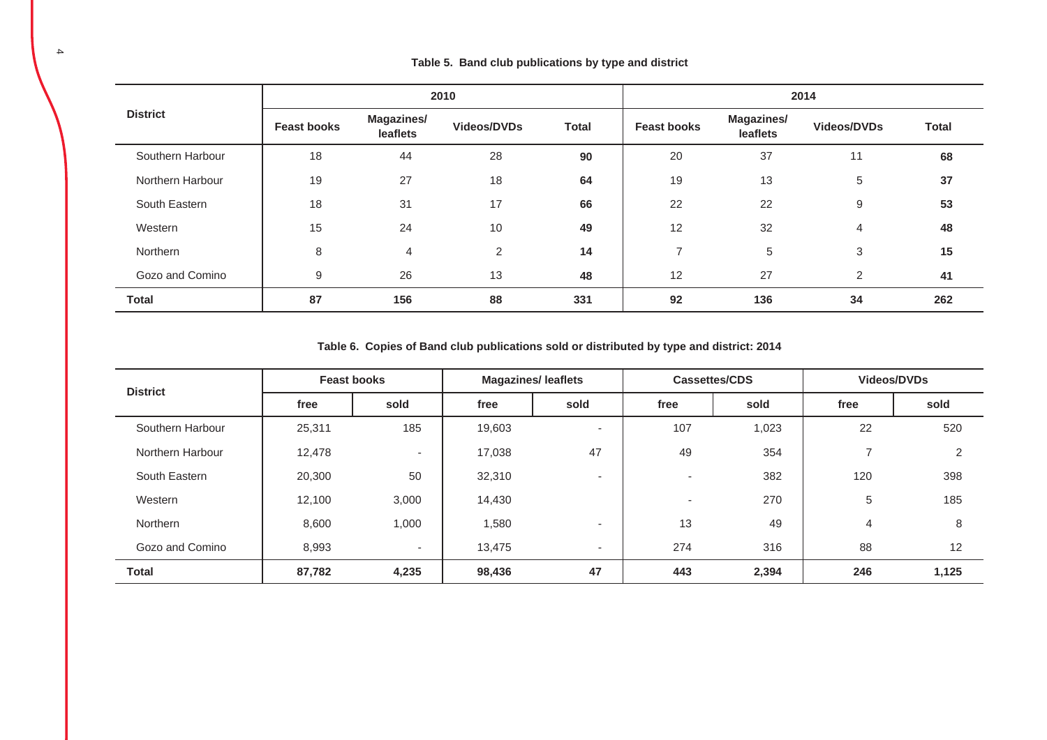**Table 5. Band club publications by type and district**

| District | 2010 | | | | 2014 | | | |
|---|---|---|---|---|---|---|---|---|
| | Feast books | Magazines/ leaflets | Videos/DVDs | Total | Feast books | Magazines/ leaflets | Videos/DVDs | Total |
| Southern Harbour | 18 | 44 | 28 | **90** | 20 | 37 | 11 | **68** |
| Northern Harbour | 19 | 27 | 18 | **64** | 19 | 13 | 5 | **37** |
| South Eastern | 18 | 31 | 17 | **66** | 22 | 22 | 9 | **53** |
| Western | 15 | 24 | 10 | **49** | 12 | 32 | 4 | **48** |
| Northern | 8 | 4 | 2 | **14** | 7 | 5 | 3 | **15** |
| Gozo and Comino | 9 | 26 | 13 | **48** | 12 | 27 | 2 | **41** |
| **Total** | **87** | **156** | **88** | **331** | **92** | **136** | **34** | **262** |

**Table 6. Copies of Band club publications sold or distributed by type and district: 2014**

| District | Feast books | | Magazines/ leaflets | | Cassettes/CDS | | Videos/DVDs | |
|---|---|---|---|---|---|---|---|---|
| | free | sold | free | sold | free | sold | free | sold |
| Southern Harbour | 25,311 | 185 | 19,603 | - | 107 | 1,023 | 22 | 520 |
| Northern Harbour | 12,478 | - | 17,038 | 47 | 49 | 354 | 7 | 2 |
| South Eastern | 20,300 | 50 | 32,310 | - | - | 382 | 120 | 398 |
| Western | 12,100 | 3,000 | 14,430 | | - | 270 | 5 | 185 |
| Northern | 8,600 | 1,000 | 1,580 | - | 13 | 49 | 4 | 8 |
| Gozo and Comino | 8,993 | - | 13,475 | - | 274 | 316 | 88 | 12 |
| **Total** | **87,782** | **4,235** | **98,436** | **47** | **443** | **2,394** | **246** | **1,125** |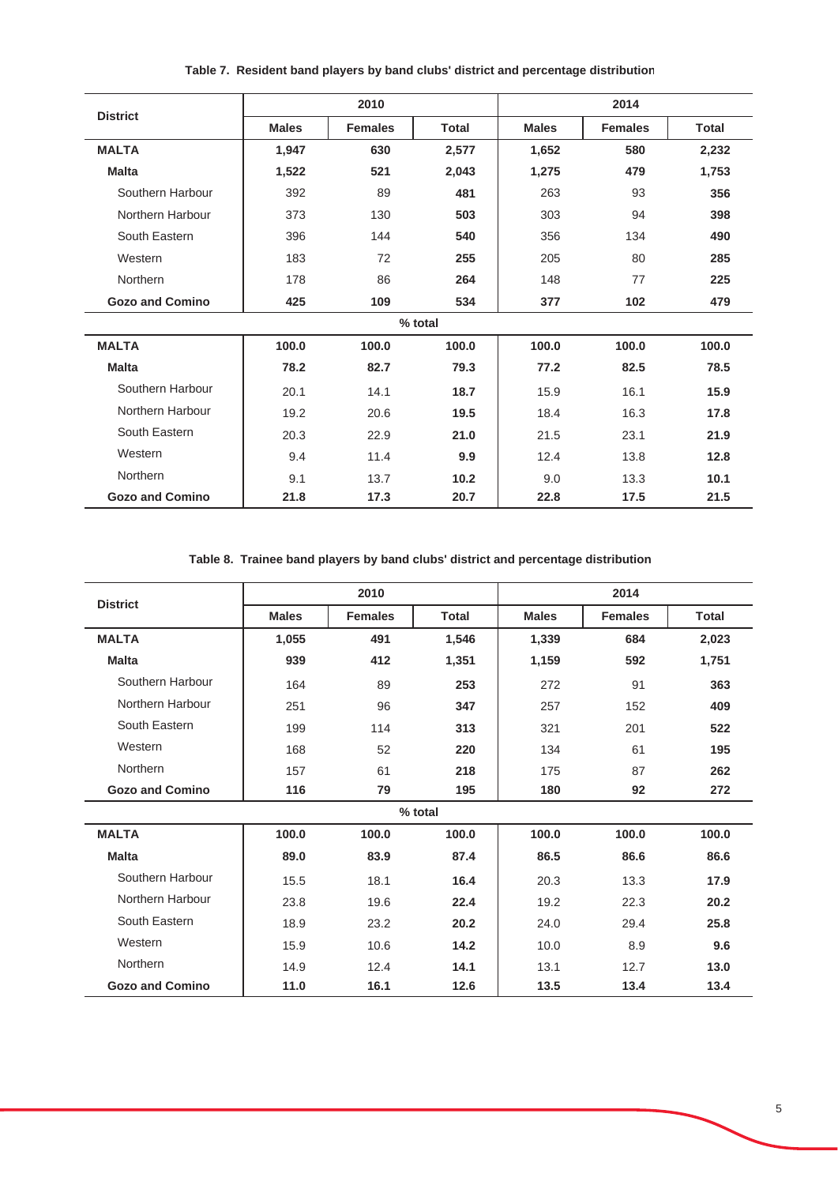**Table 7. Resident band players by band clubs' district and percentage distribution**

| District | 2010 | | | 2014 | | |
|---|---|---|---|---|---|---|
| | Males | Females | Total | Males | Females | Total |
| **MALTA** | **1,947** | **630** | **2,577** | **1,652** | **580** | **2,232** |
| **Malta** | **1,522** | **521** | **2,043** | **1,275** | **479** | **1,753** |
| Southern Harbour | 392 | 89 | **481** | 263 | 93 | **356** |
| Northern Harbour | 373 | 130 | **503** | 303 | 94 | **398** |
| South Eastern | 396 | 144 | **540** | 356 | 134 | **490** |
| Western | 183 | 72 | **255** | 205 | 80 | **285** |
| Northern | 178 | 86 | **264** | 148 | 77 | **225** |
| **Gozo and Comino** | **425** | **109** | **534** | **377** | **102** | **479** |
| | | | % total | | | |
| **MALTA** | **100.0** | **100.0** | **100.0** | **100.0** | **100.0** | **100.0** |
| **Malta** | **78.2** | **82.7** | **79.3** | **77.2** | **82.5** | **78.5** |
| Southern Harbour | 20.1 | 14.1 | **18.7** | 15.9 | 16.1 | **15.9** |
| Northern Harbour | 19.2 | 20.6 | **19.5** | 18.4 | 16.3 | **17.8** |
| South Eastern | 20.3 | 22.9 | **21.0** | 21.5 | 23.1 | **21.9** |
| Western | 9.4 | 11.4 | **9.9** | 12.4 | 13.8 | **12.8** |
| Northern | 9.1 | 13.7 | **10.2** | 9.0 | 13.3 | **10.1** |
| **Gozo and Comino** | **21.8** | **17.3** | **20.7** | **22.8** | **17.5** | **21.5** |

**Table 8. Trainee band players by band clubs' district and percentage distribution**

| District | 2010 | | | 2014 | | |
|---|---|---|---|---|---|---|
| | Males | Females | Total | Males | Females | Total |
| **MALTA** | **1,055** | **491** | **1,546** | **1,339** | **684** | **2,023** |
| **Malta** | **939** | **412** | **1,351** | **1,159** | **592** | **1,751** |
| Southern Harbour | 164 | 89 | **253** | 272 | 91 | **363** |
| Northern Harbour | 251 | 96 | **347** | 257 | 152 | **409** |
| South Eastern | 199 | 114 | **313** | 321 | 201 | **522** |
| Western | 168 | 52 | **220** | 134 | 61 | **195** |
| Northern | 157 | 61 | **218** | 175 | 87 | **262** |
| **Gozo and Comino** | **116** | **79** | **195** | **180** | **92** | **272** |
| | | | % total | | | |
| **MALTA** | **100.0** | **100.0** | **100.0** | **100.0** | **100.0** | **100.0** |
| **Malta** | **89.0** | **83.9** | **87.4** | **86.5** | **86.6** | **86.6** |
| Southern Harbour | 15.5 | 18.1 | **16.4** | 20.3 | 13.3 | **17.9** |
| Northern Harbour | 23.8 | 19.6 | **22.4** | 19.2 | 22.3 | **20.2** |
| South Eastern | 18.9 | 23.2 | **20.2** | 24.0 | 29.4 | **25.8** |
| Western | 15.9 | 10.6 | **14.2** | 10.0 | 8.9 | **9.6** |
| Northern | 14.9 | 12.4 | **14.1** | 13.1 | 12.7 | **13.0** |
| **Gozo and Comino** | **11.0** | **16.1** | **12.6** | **13.5** | **13.4** | **13.4** |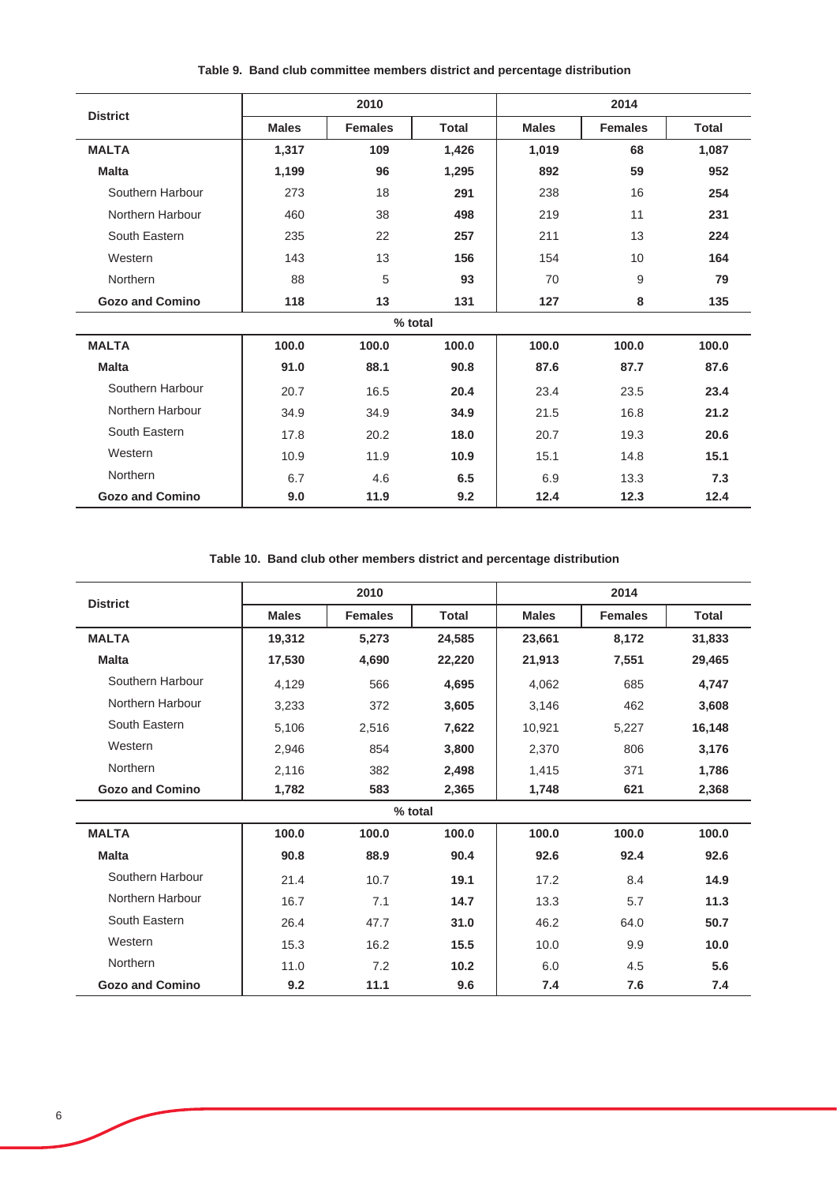**Table 9. Band club committee members district and percentage distribution**

| District | 2010 | | | 2014 | | |
|---|---|---|---|---|---|---|
| | Males | Females | Total | Males | Females | Total |
| **MALTA** | **1,317** | **109** | **1,426** | **1,019** | **68** | **1,087** |
| **Malta** | **1,199** | **96** | **1,295** | **892** | **59** | **952** |
| Southern Harbour | 273 | 18 | **291** | 238 | 16 | **254** |
| Northern Harbour | 460 | 38 | **498** | 219 | 11 | **231** |
| South Eastern | 235 | 22 | **257** | 211 | 13 | **224** |
| Western | 143 | 13 | **156** | 154 | 10 | **164** |
| Northern | 88 | 5 | **93** | 70 | 9 | **79** |
| **Gozo and Comino** | **118** | **13** | **131** | **127** | **8** | **135** |
| | | | **% total** | | | |
| **MALTA** | **100.0** | **100.0** | **100.0** | **100.0** | **100.0** | **100.0** |
| **Malta** | **91.0** | **88.1** | **90.8** | **87.6** | **87.7** | **87.6** |
| Southern Harbour | 20.7 | 16.5 | **20.4** | 23.4 | 23.5 | **23.4** |
| Northern Harbour | 34.9 | 34.9 | **34.9** | 21.5 | 16.8 | **21.2** |
| South Eastern | 17.8 | 20.2 | **18.0** | 20.7 | 19.3 | **20.6** |
| Western | 10.9 | 11.9 | **10.9** | 15.1 | 14.8 | **15.1** |
| Northern | 6.7 | 4.6 | **6.5** | 6.9 | 13.3 | **7.3** |
| **Gozo and Comino** | **9.0** | **11.9** | **9.2** | **12.4** | **12.3** | **12.4** |

**Table 10. Band club other members district and percentage distribution**

| District | 2010 | | | 2014 | | |
|---|---|---|---|---|---|---|
| | Males | Females | Total | Males | Females | Total |
| **MALTA** | **19,312** | **5,273** | **24,585** | **23,661** | **8,172** | **31,833** |
| **Malta** | **17,530** | **4,690** | **22,220** | **21,913** | **7,551** | **29,465** |
| Southern Harbour | 4,129 | 566 | **4,695** | 4,062 | 685 | **4,747** |
| Northern Harbour | 3,233 | 372 | **3,605** | 3,146 | 462 | **3,608** |
| South Eastern | 5,106 | 2,516 | **7,622** | 10,921 | 5,227 | **16,148** |
| Western | 2,946 | 854 | **3,800** | 2,370 | 806 | **3,176** |
| Northern | 2,116 | 382 | **2,498** | 1,415 | 371 | **1,786** |
| **Gozo and Comino** | **1,782** | **583** | **2,365** | **1,748** | **621** | **2,368** |
| | | | **% total** | | | |
| **MALTA** | **100.0** | **100.0** | **100.0** | **100.0** | **100.0** | **100.0** |
| **Malta** | **90.8** | **88.9** | **90.4** | **92.6** | **92.4** | **92.6** |
| Southern Harbour | 21.4 | 10.7 | **19.1** | 17.2 | 8.4 | **14.9** |
| Northern Harbour | 16.7 | 7.1 | **14.7** | 13.3 | 5.7 | **11.3** |
| South Eastern | 26.4 | 47.7 | **31.0** | 46.2 | 64.0 | **50.7** |
| Western | 15.3 | 16.2 | **15.5** | 10.0 | 9.9 | **10.0** |
| Northern | 11.0 | 7.2 | **10.2** | 6.0 | 4.5 | **5.6** |
| **Gozo and Comino** | **9.2** | **11.1** | **9.6** | **7.4** | **7.6** | **7.4** |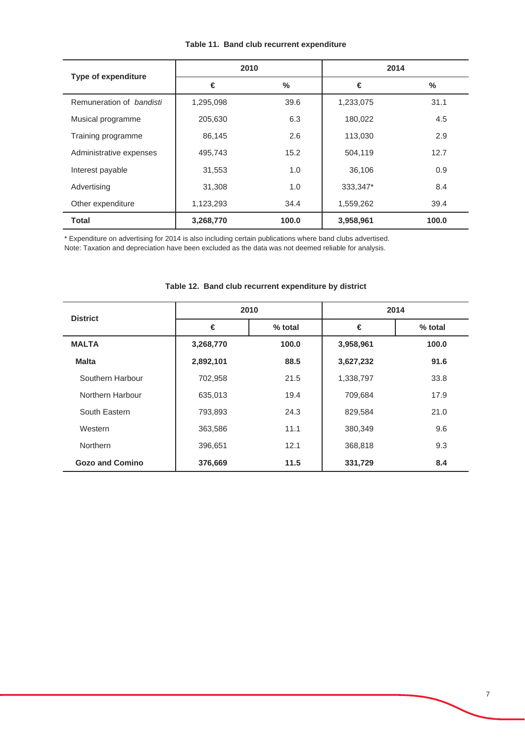**Table 11. Band club recurrent expenditure**

| Type of expenditure | 2010 | | 2014 | |
|---|---|---|---|---|
| | € | % | € | % |
| Remuneration of *bandisti* | 1,295,098 | 39.6 | 1,233,075 | 31.1 |
| Musical programme | 205,630 | 6.3 | 180,022 | 4.5 |
| Training programme | 86,145 | 2.6 | 113,030 | 2.9 |
| Administrative expenses | 495,743 | 15.2 | 504,119 | 12.7 |
| Interest payable | 31,553 | 1.0 | 36,106 | 0.9 |
| Advertising | 31,308 | 1.0 | 333,347* | 8.4 |
| Other expenditure | 1,123,293 | 34.4 | 1,559,262 | 39.4 |
| **Total** | **3,268,770** | **100.0** | **3,958,961** | **100.0** |

* Expenditure on advertising for 2014 is also including certain publications where band clubs advertised.
Note: Taxation and depreciation have been excluded as the data was not deemed reliable for analysis.

**Table 12. Band club recurrent expenditure by district**

| District | 2010 | | 2014 | |
|---|---|---|---|---|
| | € | % total | € | % total |
| **MALTA** | **3,268,770** | **100.0** | **3,958,961** | **100.0** |
| **Malta** | **2,892,101** | **88.5** | **3,627,232** | **91.6** |
| Southern Harbour | 702,958 | 21.5 | 1,338,797 | 33.8 |
| Northern Harbour | 635,013 | 19.4 | 709,684 | 17.9 |
| South Eastern | 793,893 | 24.3 | 829,584 | 21.0 |
| Western | 363,586 | 11.1 | 380,349 | 9.6 |
| Northern | 396,651 | 12.1 | 368,818 | 9.3 |
| **Gozo and Comino** | **376,669** | **11.5** | **331,729** | **8.4** |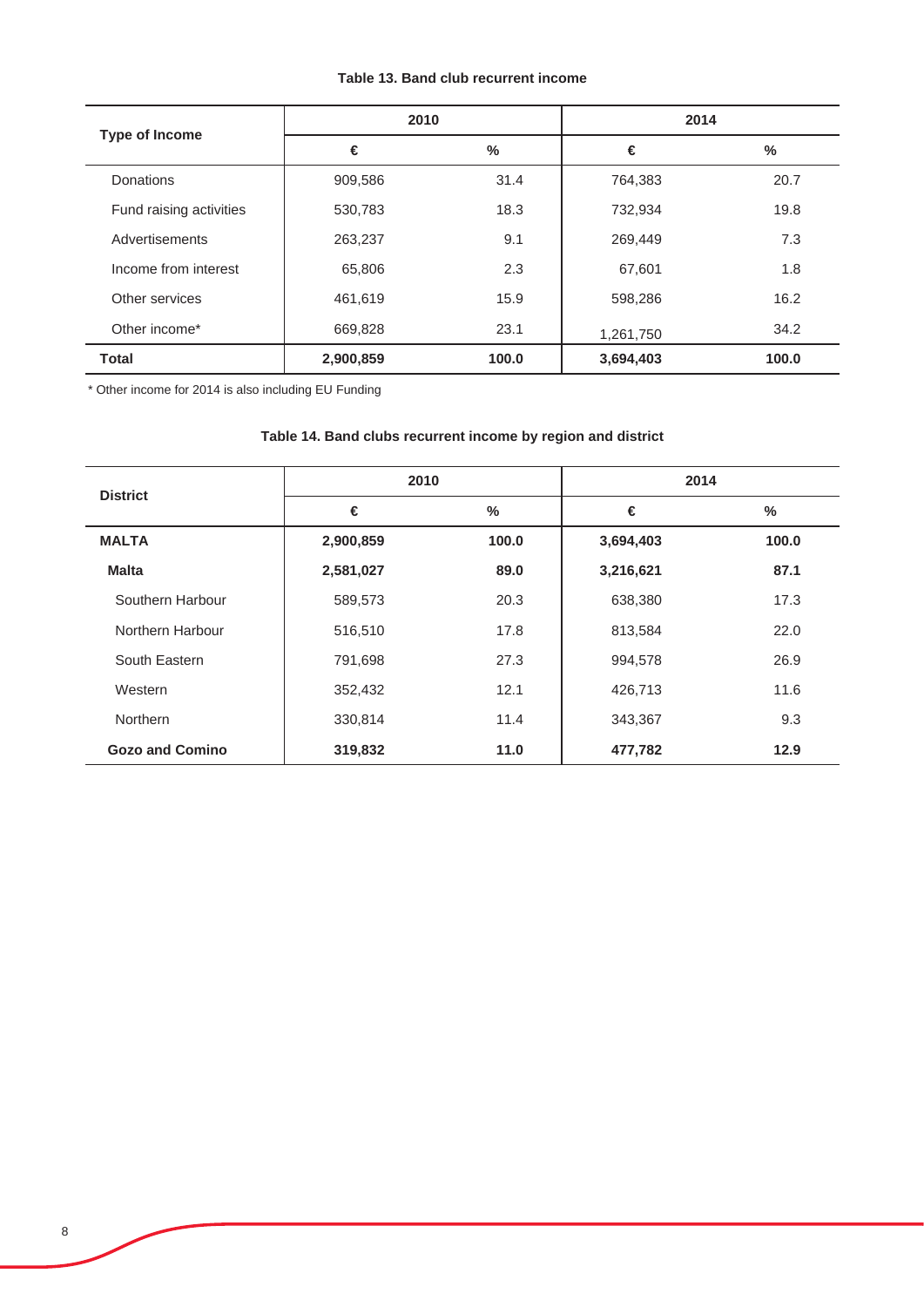**Table 13. Band club recurrent income**

| Type of Income | 2010 | | 2014 | |
|---|---|---|---|---|
| | € | % | € | % |
| Donations | 909,586 | 31.4 | 764,383 | 20.7 |
| Fund raising activities | 530,783 | 18.3 | 732,934 | 19.8 |
| Advertisements | 263,237 | 9.1 | 269,449 | 7.3 |
| Income from interest | 65,806 | 2.3 | 67,601 | 1.8 |
| Other services | 461,619 | 15.9 | 598,286 | 16.2 |
| Other income* | 669,828 | 23.1 | 1,261,750 | 34.2 |
| **Total** | **2,900,859** | **100.0** | **3,694,403** | **100.0** |

\* Other income for 2014 is also including EU Funding

**Table 14. Band clubs recurrent income by region and district**

| District | 2010 | | 2014 | |
|---|---|---|---|---|
| | € | % | € | % |
| **MALTA** | **2,900,859** | **100.0** | **3,694,403** | **100.0** |
| **Malta** | **2,581,027** | **89.0** | **3,216,621** | **87.1** |
| Southern Harbour | 589,573 | 20.3 | 638,380 | 17.3 |
| Northern Harbour | 516,510 | 17.8 | 813,584 | 22.0 |
| South Eastern | 791,698 | 27.3 | 994,578 | 26.9 |
| Western | 352,432 | 12.1 | 426,713 | 11.6 |
| Northern | 330,814 | 11.4 | 343,367 | 9.3 |
| **Gozo and Comino** | **319,832** | **11.0** | **477,782** | **12.9** |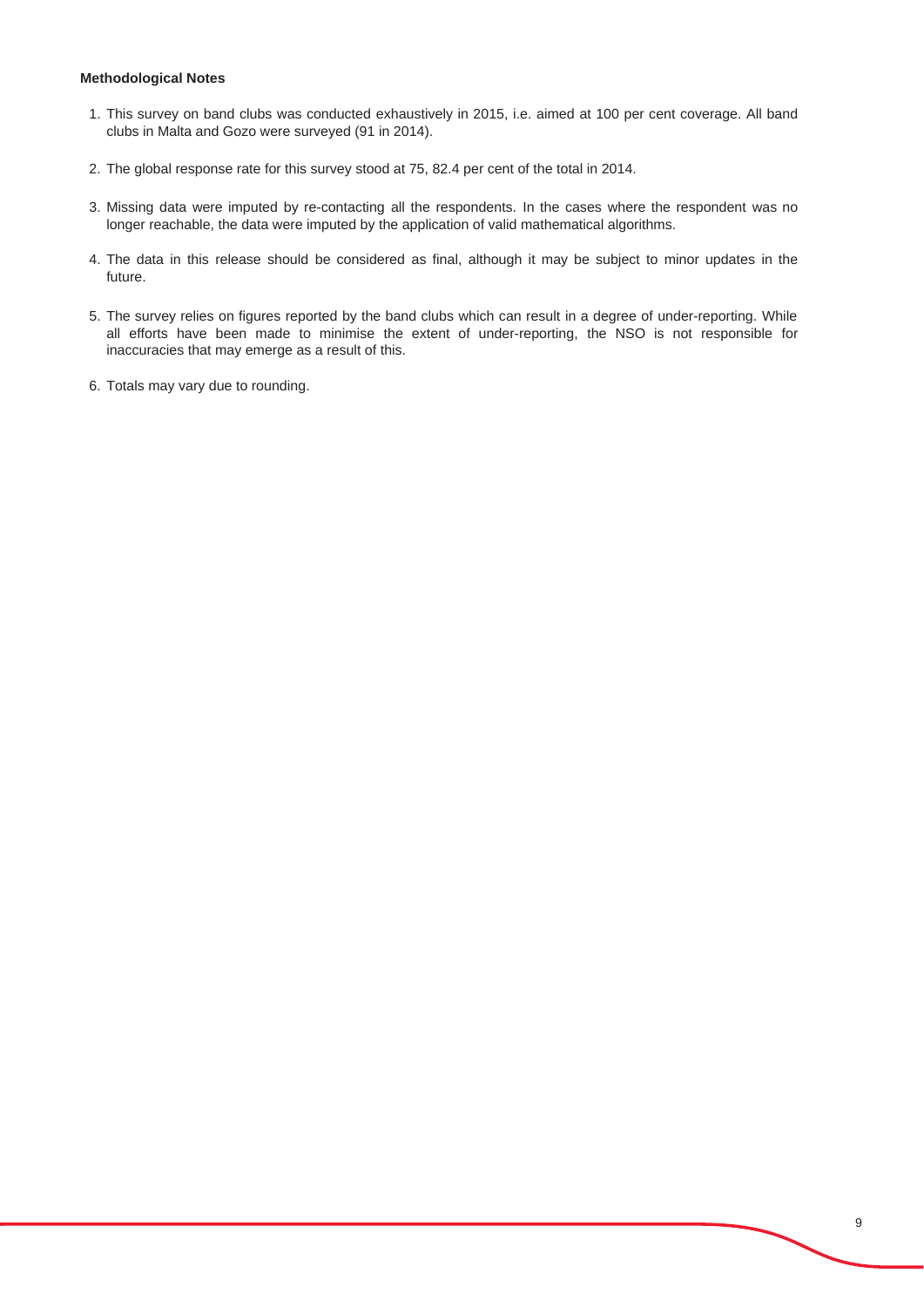**Methodological Notes**

1. This survey on band clubs was conducted exhaustively in 2015, i.e. aimed at 100 per cent coverage. All band clubs in Malta and Gozo were surveyed (91 in 2014).

2. The global response rate for this survey stood at 75, 82.4 per cent of the total in 2014.

3. Missing data were imputed by re-contacting all the respondents. In the cases where the respondent was no longer reachable, the data were imputed by the application of valid mathematical algorithms.

4. The data in this release should be considered as final, although it may be subject to minor updates in the future.

5. The survey relies on figures reported by the band clubs which can result in a degree of under-reporting. While all efforts have been made to minimise the extent of under-reporting, the NSO is not responsible for inaccuracies that may emerge as a result of this.

6. Totals may vary due to rounding.